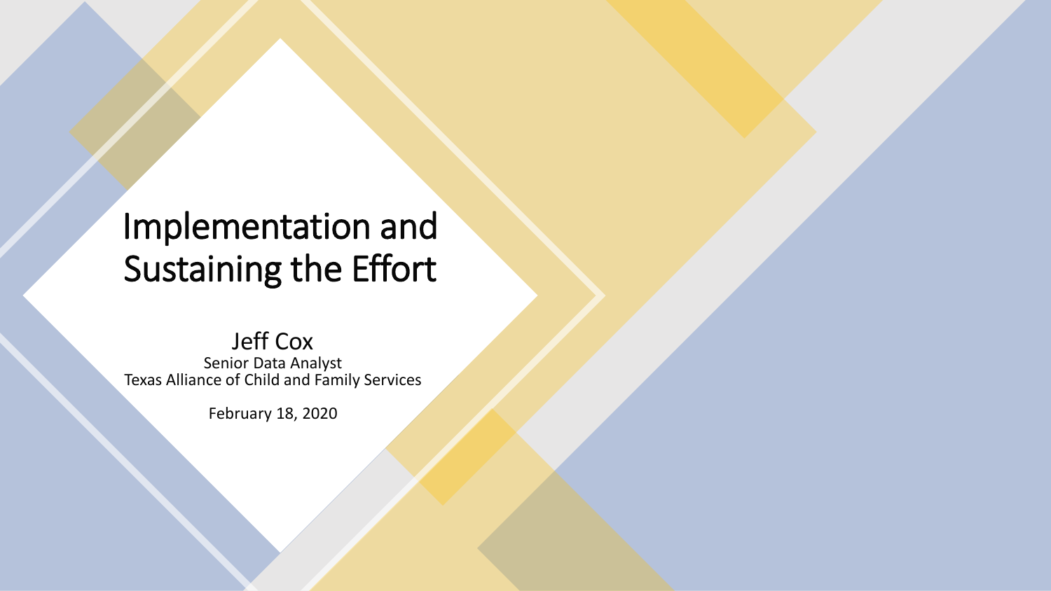# Implementation and Sustaining the Effort

Jeff Cox
Senior Data Analyst
Texas Alliance of Child and Family Services

February 18, 2020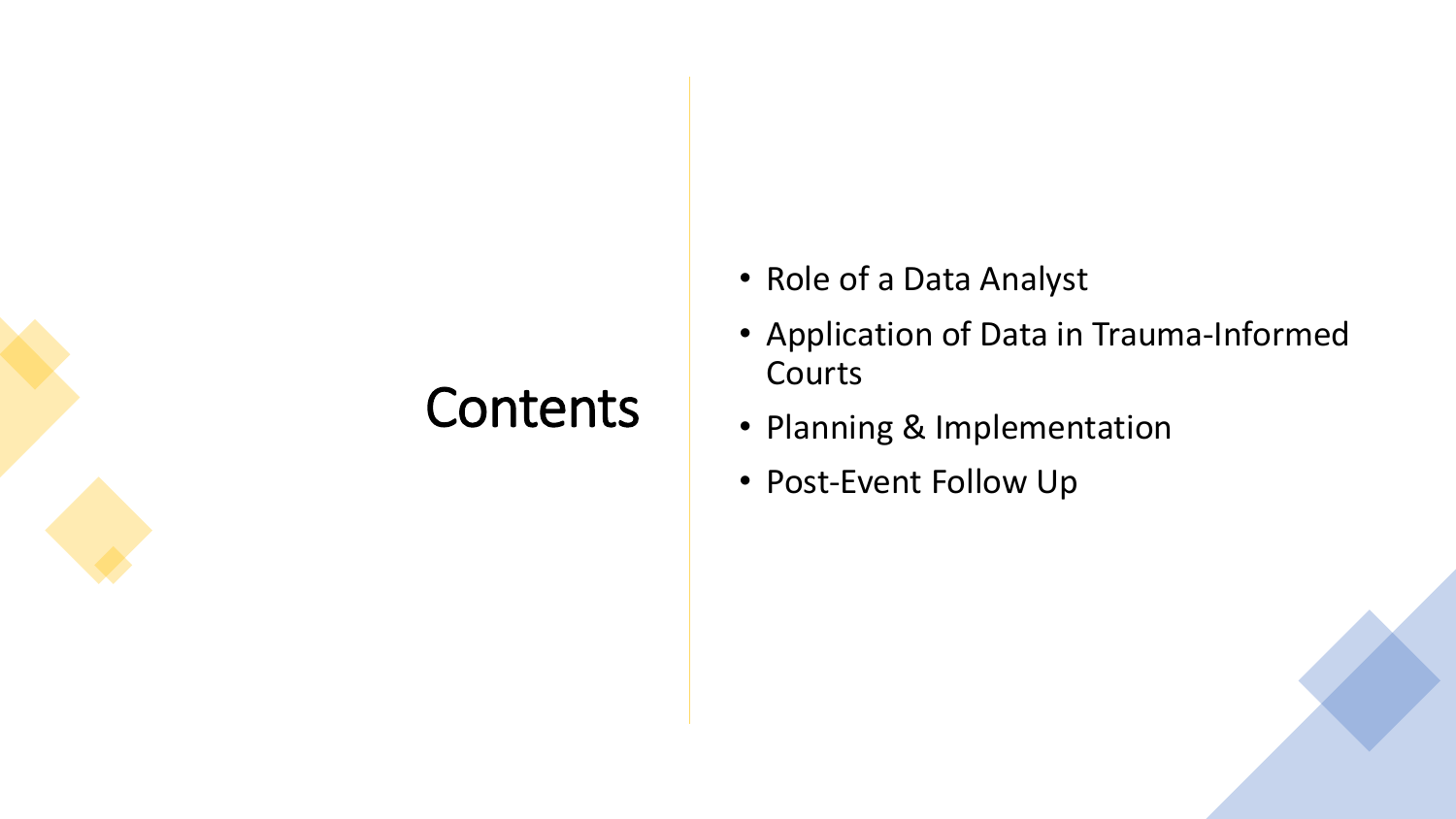# Contents

- Role of a Data Analyst
- Application of Data in Trauma-Informed Courts
- Planning & Implementation
- Post-Event Follow Up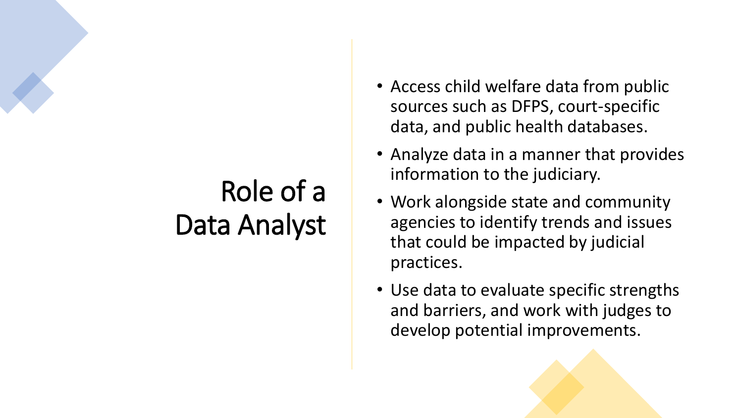# Role of a Data Analyst

- Access child welfare data from public sources such as DFPS, court-specific data, and public health databases.
- Analyze data in a manner that provides information to the judiciary.
- Work alongside state and community agencies to identify trends and issues that could be impacted by judicial practices.
- Use data to evaluate specific strengths and barriers, and work with judges to develop potential improvements.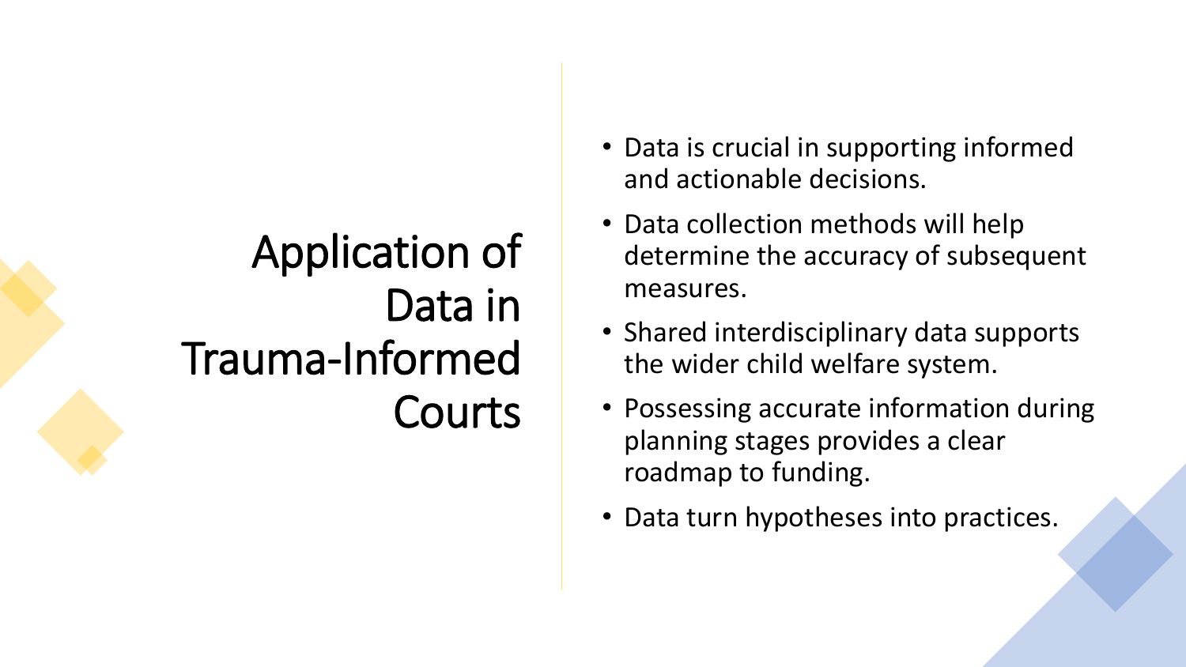# Application of Data in Trauma-Informed Courts

- Data is crucial in supporting informed and actionable decisions.
- Data collection methods will help determine the accuracy of subsequent measures.
- Shared interdisciplinary data supports the wider child welfare system.
- Possessing accurate information during planning stages provides a clear roadmap to funding.
- Data turn hypotheses into practices.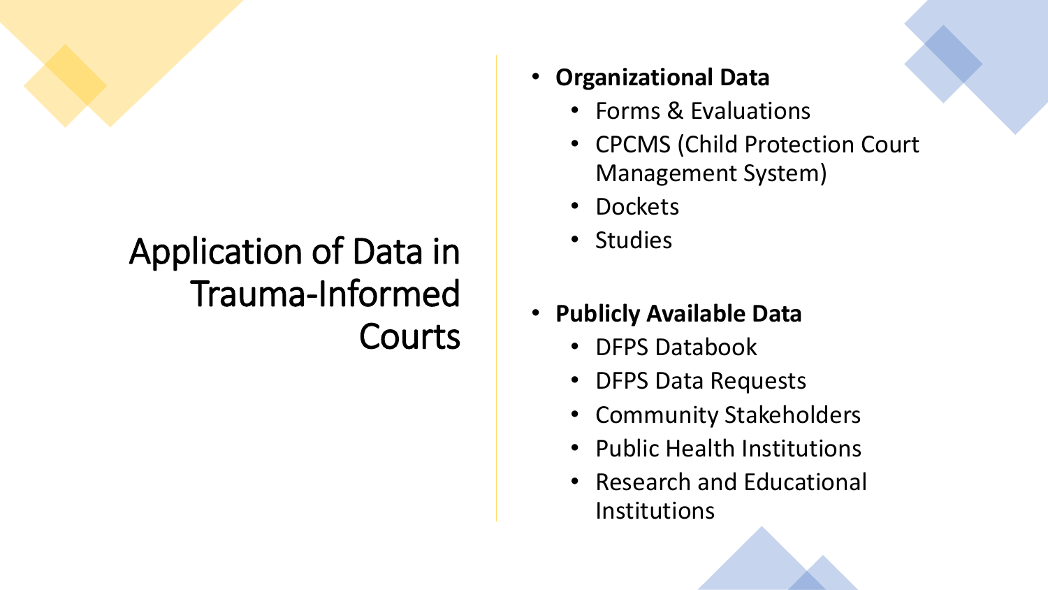# Application of Data in Trauma-Informed Courts

- **Organizational Data**
  - Forms & Evaluations
  - CPCMS (Child Protection Court Management System)
  - Dockets
  - Studies

- **Publicly Available Data**
  - DFPS Databook
  - DFPS Data Requests
  - Community Stakeholders
  - Public Health Institutions
  - Research and Educational Institutions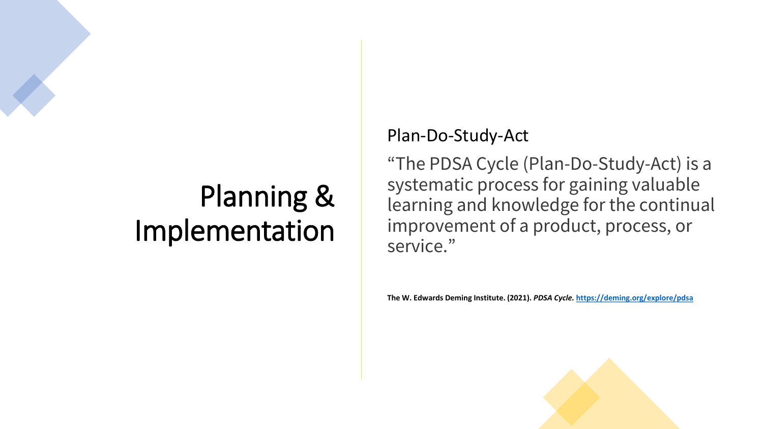# Planning & Implementation

## Plan-Do-Study-Act

"The PDSA Cycle (Plan-Do-Study-Act) is a systematic process for gaining valuable learning and knowledge for the continual improvement of a product, process, or service."

**The W. Edwards Deming Institute. (2021).** ***PDSA Cycle.*** **https://deming.org/explore/pdsa**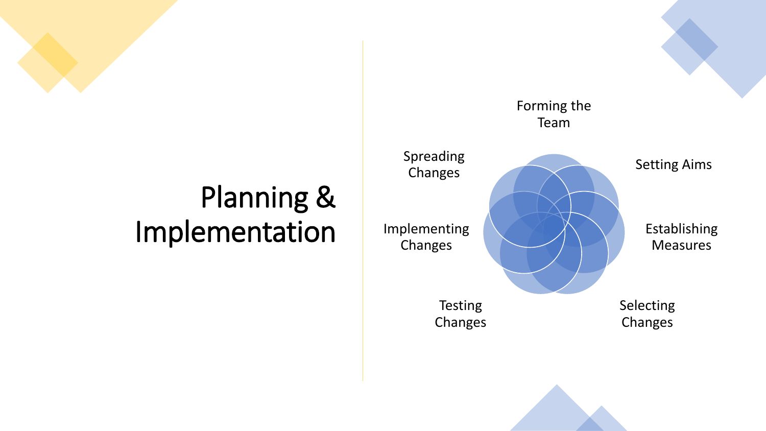# Planning & Implementation

- Forming the Team
- Setting Aims
- Establishing Measures
- Selecting Changes
- Testing Changes
- Implementing Changes
- Spreading Changes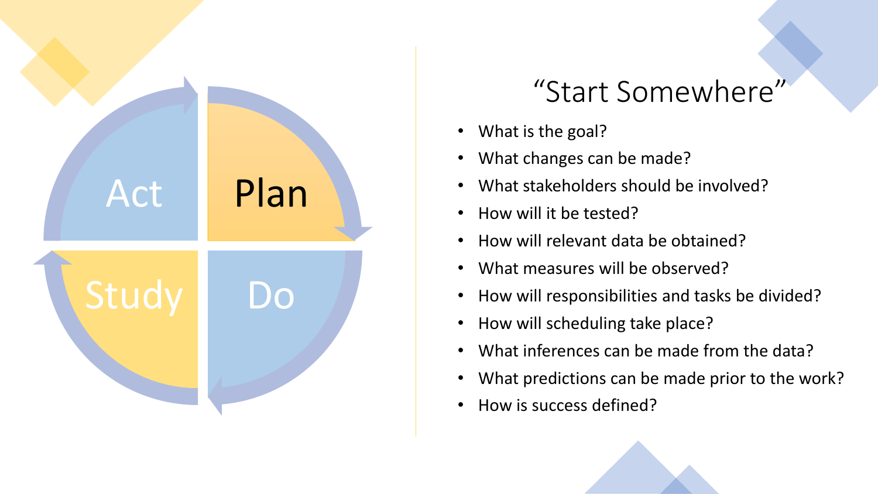Act

Plan

Study

Do

# "Start Somewhere"

- What is the goal?
- What changes can be made?
- What stakeholders should be involved?
- How will it be tested?
- How will relevant data be obtained?
- What measures will be observed?
- How will responsibilities and tasks be divided?
- How will scheduling take place?
- What inferences can be made from the data?
- What predictions can be made prior to the work?
- How is success defined?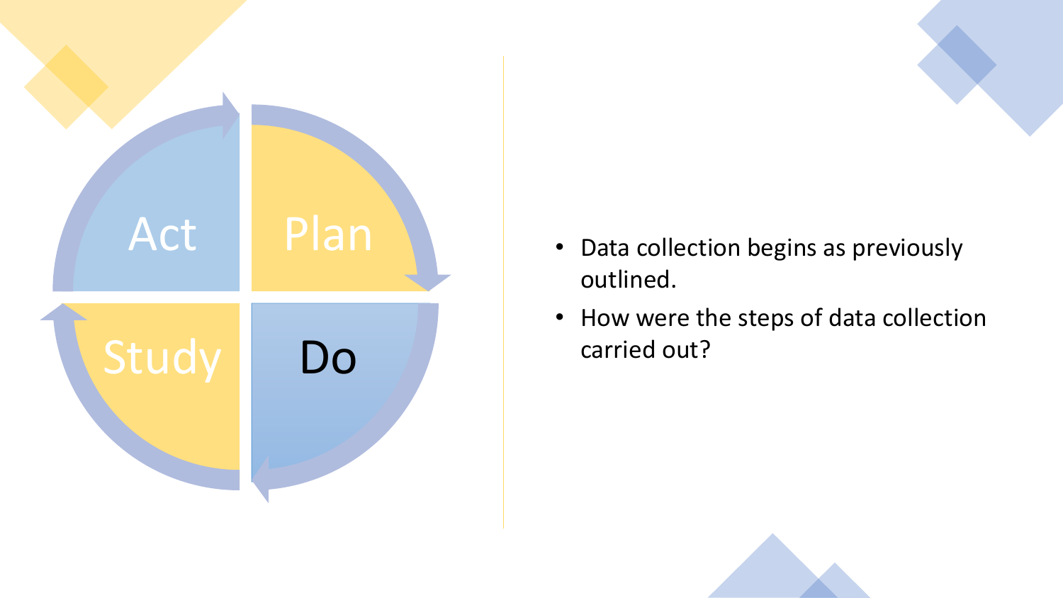Act

Plan

Study

Do

- Data collection begins as previously outlined.
- How were the steps of data collection carried out?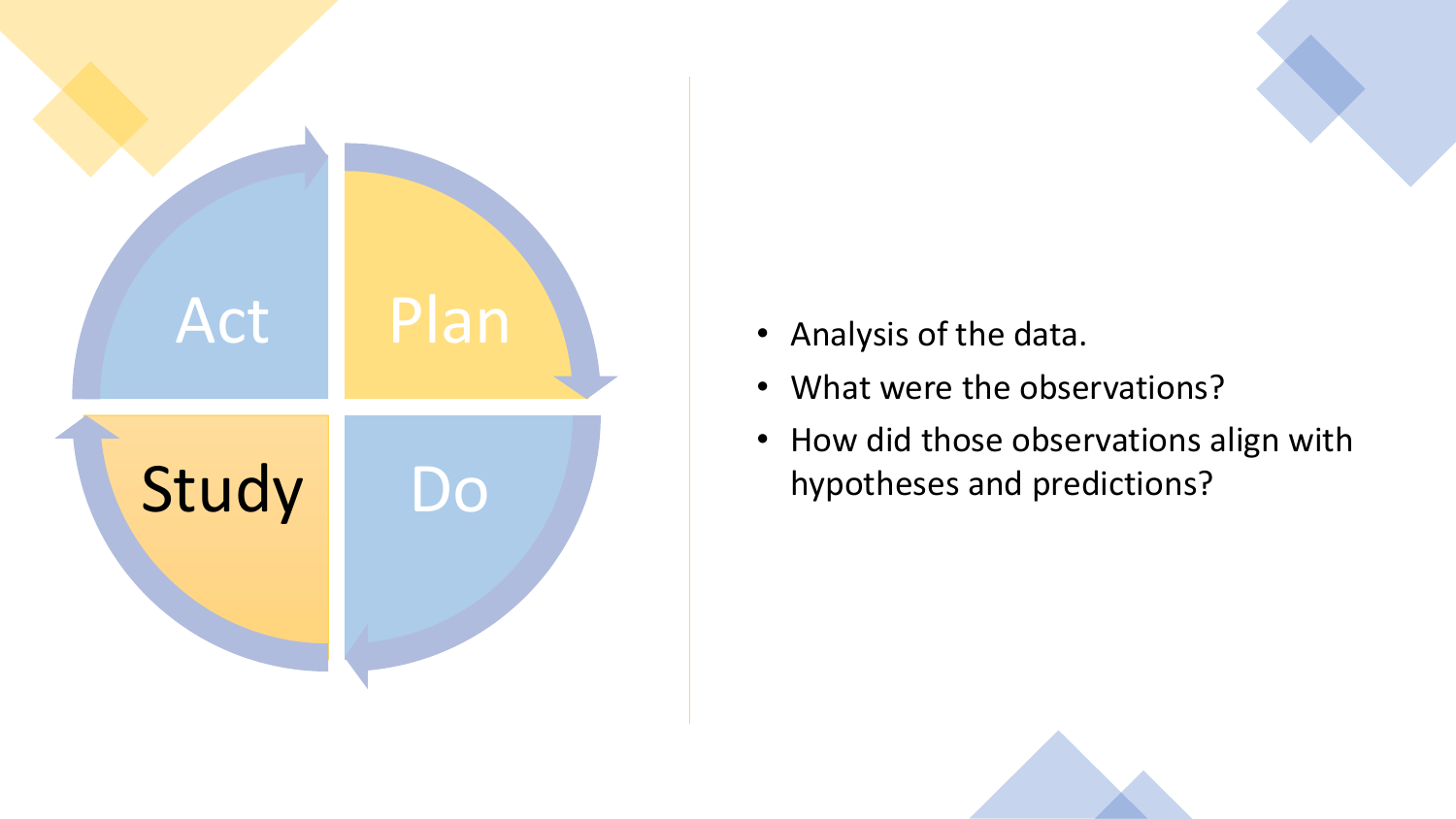Act

Plan

Study

Do

- Analysis of the data.
- What were the observations?
- How did those observations align with hypotheses and predictions?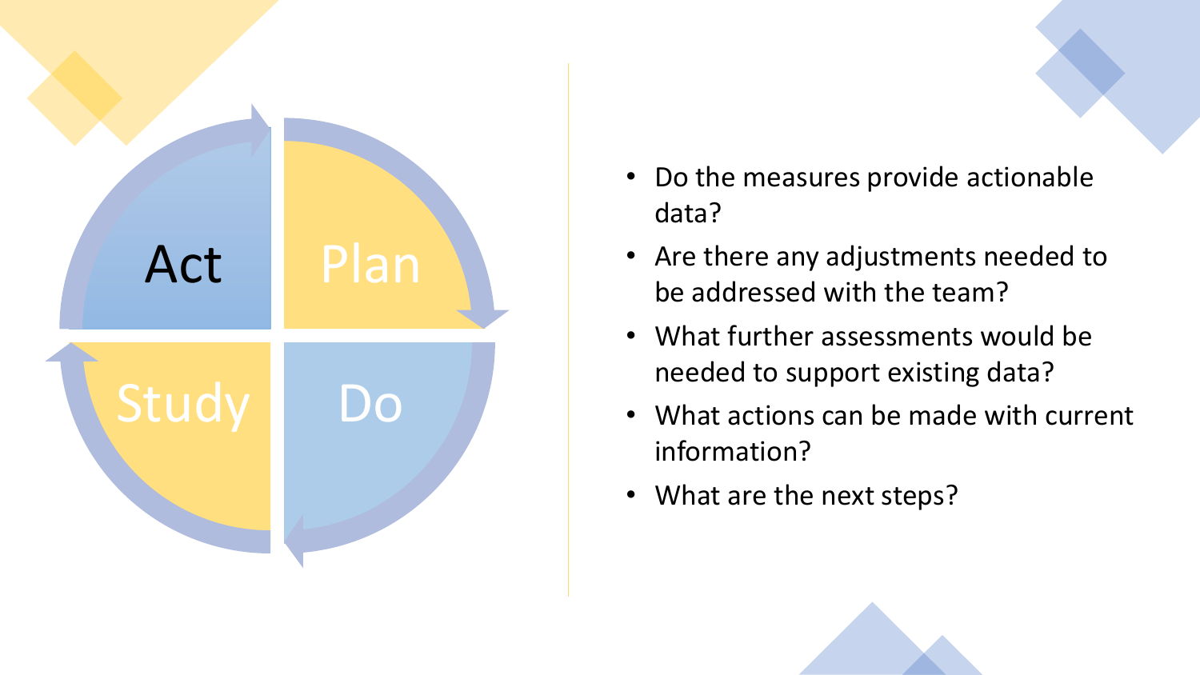Act

Plan

Study

Do

- Do the measures provide actionable data?
- Are there any adjustments needed to be addressed with the team?
- What further assessments would be needed to support existing data?
- What actions can be made with current information?
- What are the next steps?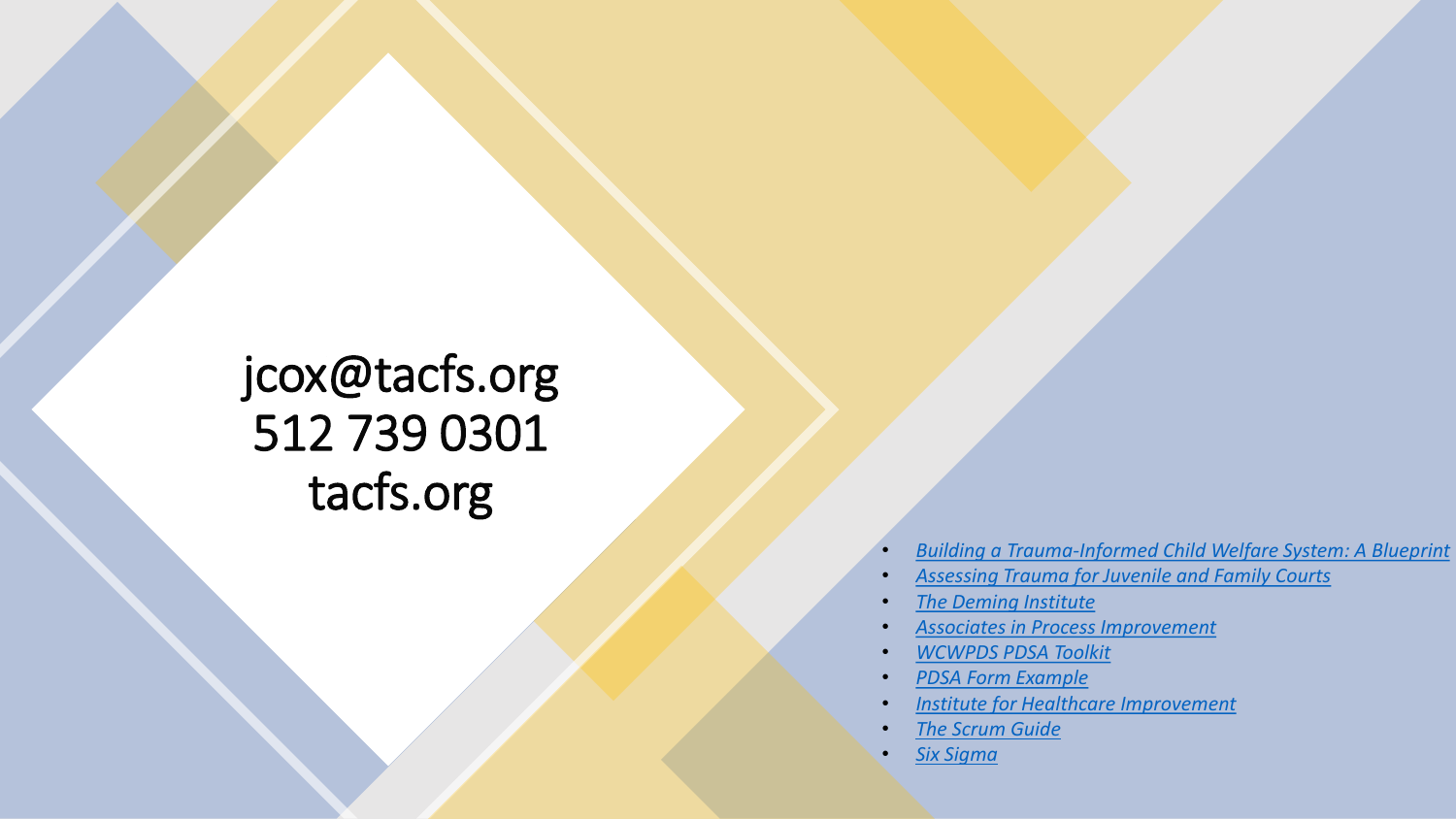jcox@tacfs.org
512 739 0301
tacfs.org

- *Building a Trauma-Informed Child Welfare System: A Blueprint*
- *Assessing Trauma for Juvenile and Family Courts*
- *The Deming Institute*
- *Associates in Process Improvement*
- *WCWPDS PDSA Toolkit*
- *PDSA Form Example*
- *Institute for Healthcare Improvement*
- *The Scrum Guide*
- *Six Sigma*